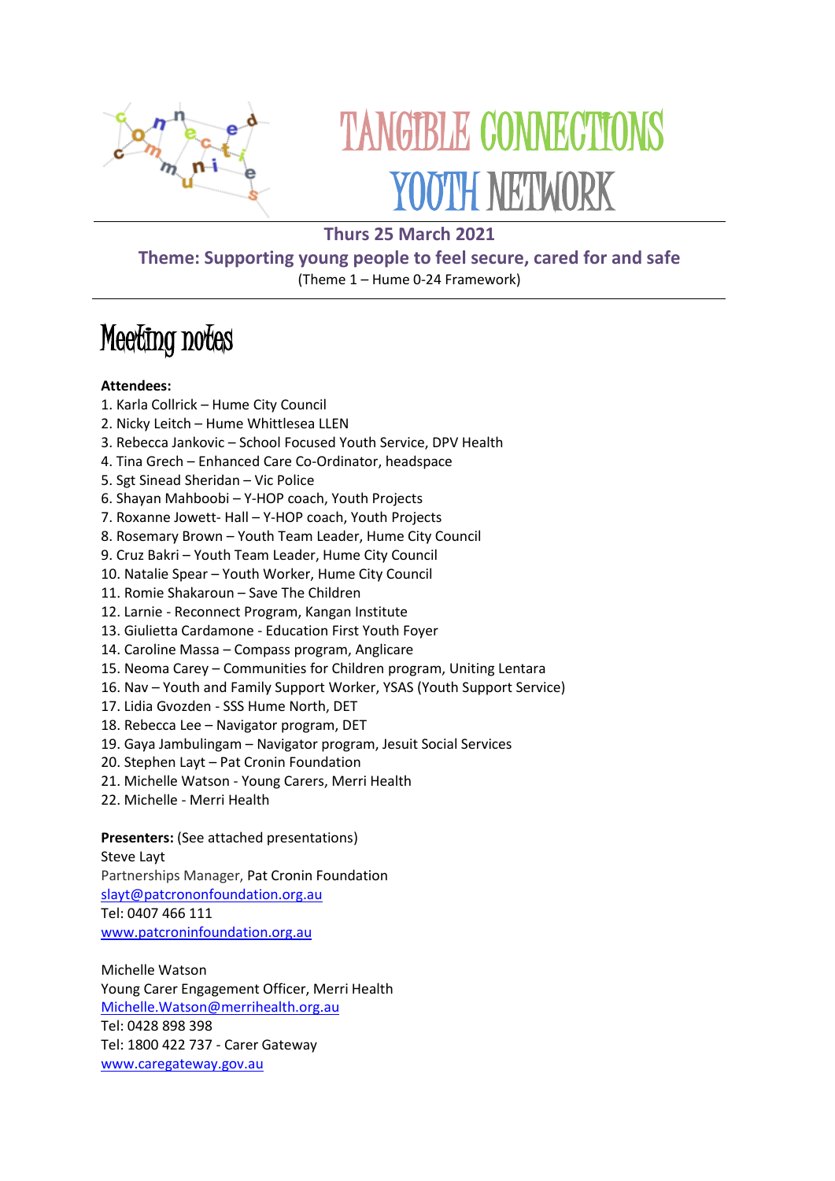# TANGIBLE CONNECTIONS YOUTH NETWORK

**Thurs 25 March 2021**

**Theme: Supporting young people to feel secure, cared for and safe**

(Theme 1 – Hume 0-24 Framework)

## Meeting notes

**Attendees:**

1. Karla Collrick – Hume City Council
2. Nicky Leitch – Hume Whittlesea LLEN
3. Rebecca Jankovic – School Focused Youth Service, DPV Health
4. Tina Grech – Enhanced Care Co-Ordinator, headspace
5. Sgt Sinead Sheridan – Vic Police
6. Shayan Mahboobi – Y-HOP coach, Youth Projects
7. Roxanne Jowett- Hall – Y-HOP coach, Youth Projects
8. Rosemary Brown – Youth Team Leader, Hume City Council
9. Cruz Bakri – Youth Team Leader, Hume City Council
10. Natalie Spear – Youth Worker, Hume City Council
11. Romie Shakaroun – Save The Children
12. Larnie - Reconnect Program, Kangan Institute
13. Giulietta Cardamone - Education First Youth Foyer
14. Caroline Massa – Compass program, Anglicare
15. Neoma Carey – Communities for Children program, Uniting Lentara
16. Nav – Youth and Family Support Worker, YSAS (Youth Support Service)
17. Lidia Gvozden - SSS Hume North, DET
18. Rebecca Lee – Navigator program, DET
19. Gaya Jambulingam – Navigator program, Jesuit Social Services
20. Stephen Layt – Pat Cronin Foundation
21. Michelle Watson - Young Carers, Merri Health
22. Michelle - Merri Health

**Presenters:** (See attached presentations)

Steve Layt
Partnerships Manager, Pat Cronin Foundation
slayt@patcrononfoundation.org.au
Tel: 0407 466 111
www.patcroninfoundation.org.au

Michelle Watson
Young Carer Engagement Officer, Merri Health
Michelle.Watson@merrihealth.org.au
Tel: 0428 898 398
Tel: 1800 422 737 - Carer Gateway
www.caregateway.gov.au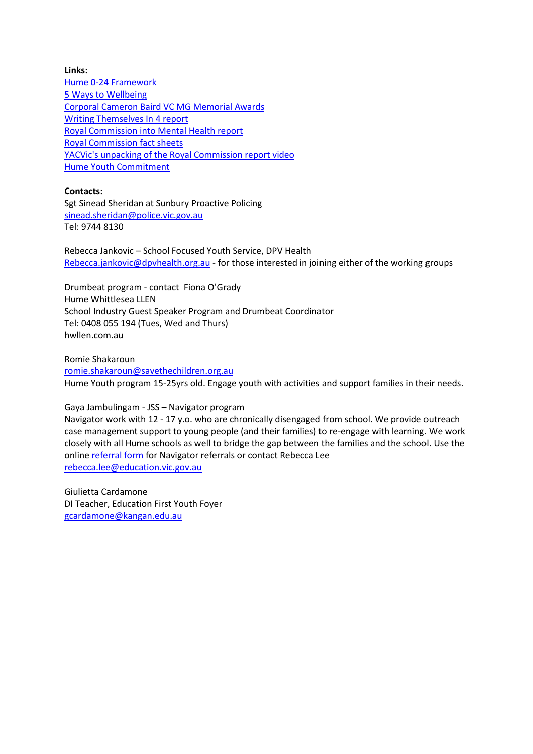**Links:**

Hume 0-24 Framework
5 Ways to Wellbeing
Corporal Cameron Baird VC MG Memorial Awards
Writing Themselves In 4 report
Royal Commission into Mental Health report
Royal Commission fact sheets
YACVic's unpacking of the Royal Commission report video
Hume Youth Commitment

**Contacts:**

Sgt Sinead Sheridan at Sunbury Proactive Policing
sinead.sheridan@police.vic.gov.au
Tel: 9744 8130

Rebecca Jankovic – School Focused Youth Service, DPV Health
Rebecca.jankovic@dpvhealth.org.au - for those interested in joining either of the working groups

Drumbeat program - contact Fiona O'Grady
Hume Whittlesea LLEN
School Industry Guest Speaker Program and Drumbeat Coordinator
Tel: 0408 055 194 (Tues, Wed and Thurs)
hwllen.com.au

Romie Shakaroun
romie.shakaroun@savethechildren.org.au
Hume Youth program 15-25yrs old. Engage youth with activities and support families in their needs.

Gaya Jambulingam - JSS – Navigator program
Navigator work with 12 - 17 y.o. who are chronically disengaged from school. We provide outreach case management support to young people (and their families) to re-engage with learning. We work closely with all Hume schools as well to bridge the gap between the families and the school. Use the online referral form for Navigator referrals or contact Rebecca Lee
rebecca.lee@education.vic.gov.au

Giulietta Cardamone
DI Teacher, Education First Youth Foyer
gcardamone@kangan.edu.au